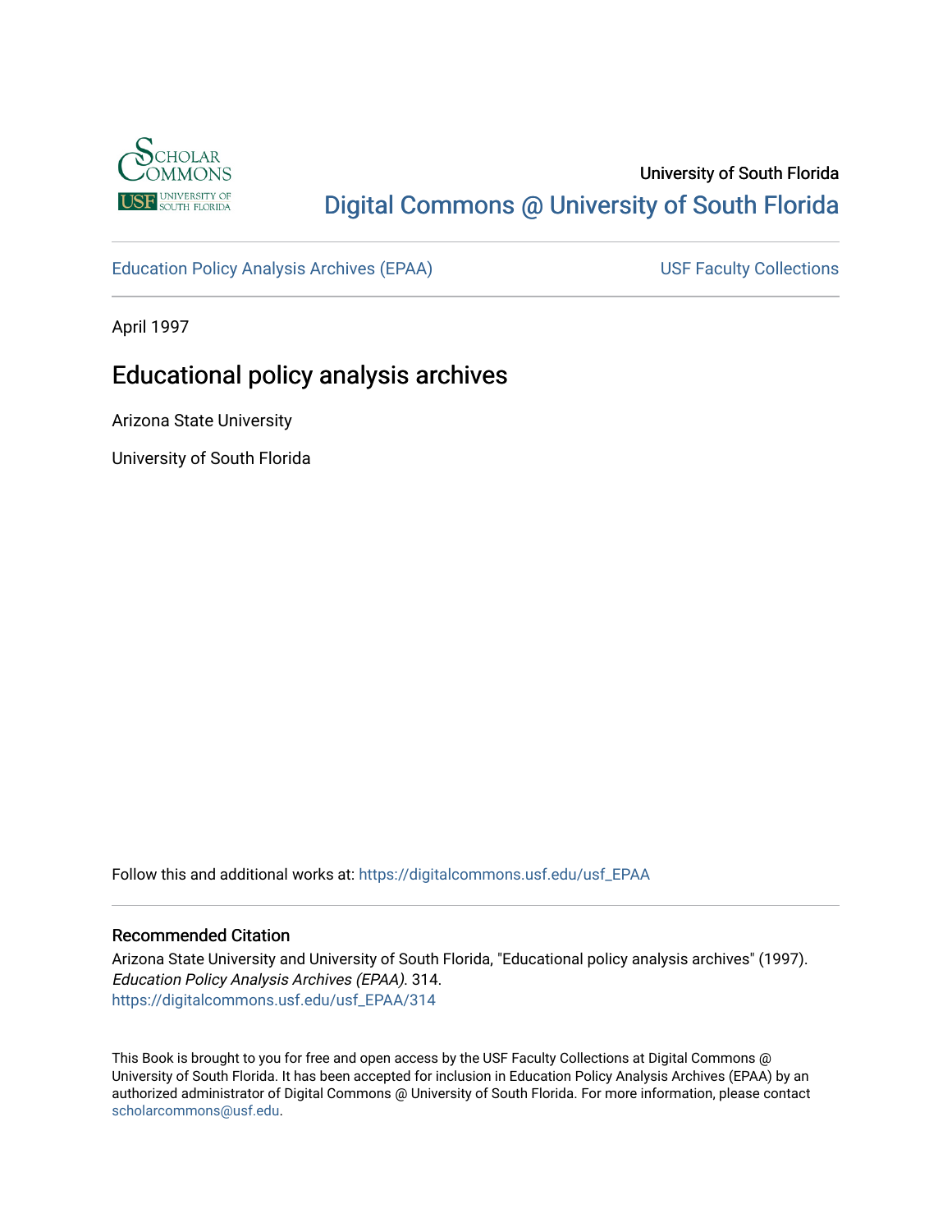University of South Florida

Digital Commons @ University of South Florida

Education Policy Analysis Archives (EPAA)

USF Faculty Collections

April 1997

# Educational policy analysis archives

Arizona State University

University of South Florida

Follow this and additional works at: https://digitalcommons.usf.edu/usf_EPAA

## Recommended Citation

Arizona State University and University of South Florida, "Educational policy analysis archives" (1997). *Education Policy Analysis Archives (EPAA)*. 314.
https://digitalcommons.usf.edu/usf_EPAA/314

This Book is brought to you for free and open access by the USF Faculty Collections at Digital Commons @ University of South Florida. It has been accepted for inclusion in Education Policy Analysis Archives (EPAA) by an authorized administrator of Digital Commons @ University of South Florida. For more information, please contact scholarcommons@usf.edu.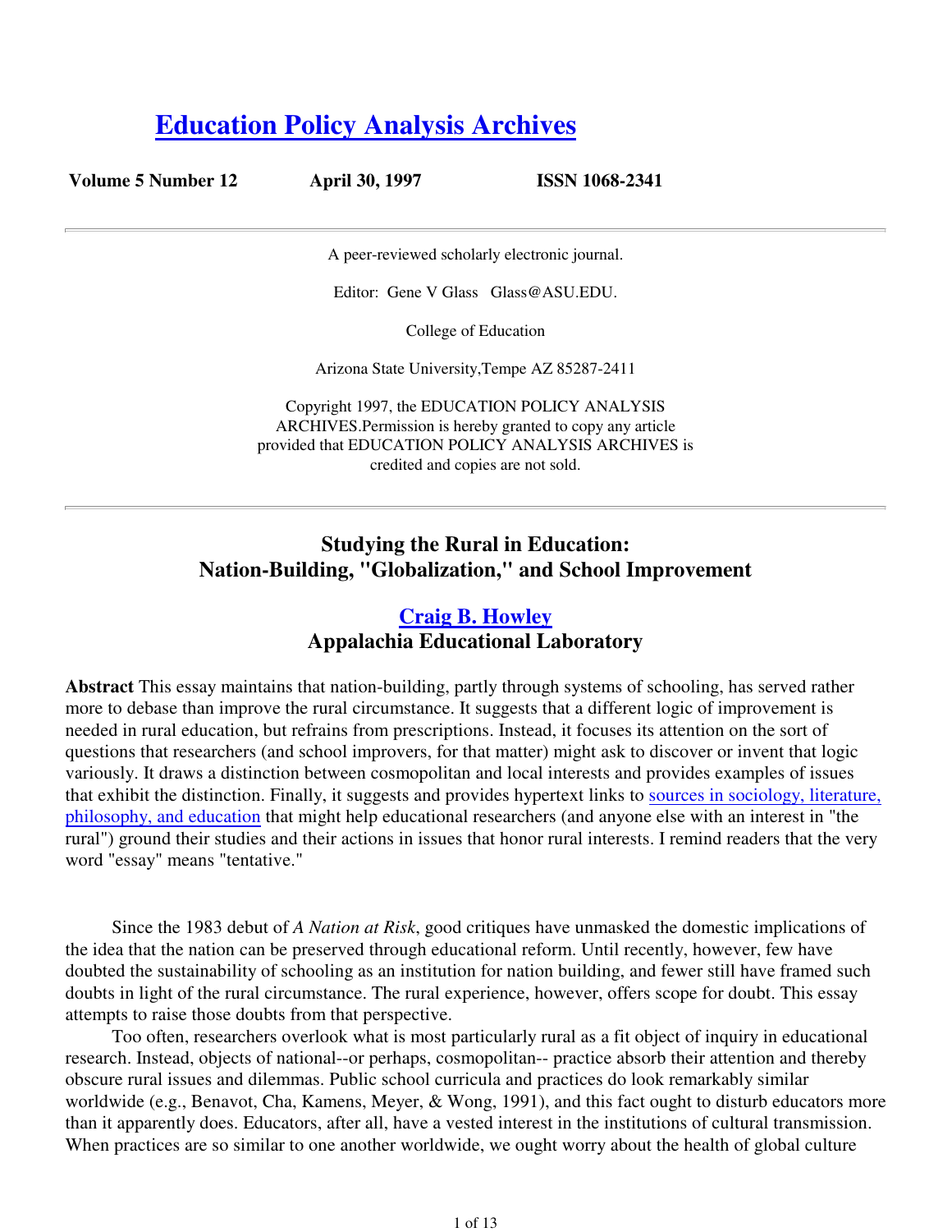# Education Policy Analysis Archives

**Volume 5 Number 12** **April 30, 1997** **ISSN 1068-2341**

A peer-reviewed scholarly electronic journal.

Editor: Gene V Glass Glass@ASU.EDU.

College of Education

Arizona State University,Tempe AZ 85287-2411

Copyright 1997, the EDUCATION POLICY ANALYSIS ARCHIVES.Permission is hereby granted to copy any article provided that EDUCATION POLICY ANALYSIS ARCHIVES is credited and copies are not sold.

---

## Studying the Rural in Education: Nation-Building, "Globalization," and School Improvement

### Craig B. Howley
### Appalachia Educational Laboratory

**Abstract** This essay maintains that nation-building, partly through systems of schooling, has served rather more to debase than improve the rural circumstance. It suggests that a different logic of improvement is needed in rural education, but refrains from prescriptions. Instead, it focuses its attention on the sort of questions that researchers (and school improvers, for that matter) might ask to discover or invent that logic variously. It draws a distinction between cosmopolitan and local interests and provides examples of issues that exhibit the distinction. Finally, it suggests and provides hypertext links to sources in sociology, literature, philosophy, and education that might help educational researchers (and anyone else with an interest in "the rural") ground their studies and their actions in issues that honor rural interests. I remind readers that the very word "essay" means "tentative."

Since the 1983 debut of *A Nation at Risk*, good critiques have unmasked the domestic implications of the idea that the nation can be preserved through educational reform. Until recently, however, few have doubted the sustainability of schooling as an institution for nation building, and fewer still have framed such doubts in light of the rural circumstance. The rural experience, however, offers scope for doubt. This essay attempts to raise those doubts from that perspective.

Too often, researchers overlook what is most particularly rural as a fit object of inquiry in educational research. Instead, objects of national--or perhaps, cosmopolitan-- practice absorb their attention and thereby obscure rural issues and dilemmas. Public school curricula and practices do look remarkably similar worldwide (e.g., Benavot, Cha, Kamens, Meyer, & Wong, 1991), and this fact ought to disturb educators more than it apparently does. Educators, after all, have a vested interest in the institutions of cultural transmission. When practices are so similar to one another worldwide, we ought worry about the health of global culture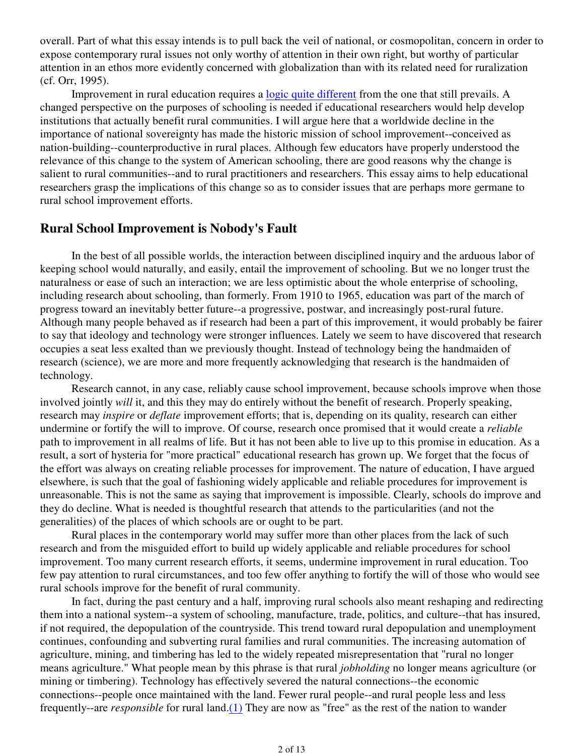overall. Part of what this essay intends is to pull back the veil of national, or cosmopolitan, concern in order to expose contemporary rural issues not only worthy of attention in their own right, but worthy of particular attention in an ethos more evidently concerned with globalization than with its related need for ruralization (cf. Orr, 1995).

Improvement in rural education requires a logic quite different from the one that still prevails. A changed perspective on the purposes of schooling is needed if educational researchers would help develop institutions that actually benefit rural communities. I will argue here that a worldwide decline in the importance of national sovereignty has made the historic mission of school improvement--conceived as nation-building--counterproductive in rural places. Although few educators have properly understood the relevance of this change to the system of American schooling, there are good reasons why the change is salient to rural communities--and to rural practitioners and researchers. This essay aims to help educational researchers grasp the implications of this change so as to consider issues that are perhaps more germane to rural school improvement efforts.

## Rural School Improvement is Nobody's Fault

In the best of all possible worlds, the interaction between disciplined inquiry and the arduous labor of keeping school would naturally, and easily, entail the improvement of schooling. But we no longer trust the naturalness or ease of such an interaction; we are less optimistic about the whole enterprise of schooling, including research about schooling, than formerly. From 1910 to 1965, education was part of the march of progress toward an inevitably better future--a progressive, postwar, and increasingly post-rural future. Although many people behaved as if research had been a part of this improvement, it would probably be fairer to say that ideology and technology were stronger influences. Lately we seem to have discovered that research occupies a seat less exalted than we previously thought. Instead of technology being the handmaiden of research (science), we are more and more frequently acknowledging that research is the handmaiden of technology.

Research cannot, in any case, reliably cause school improvement, because schools improve when those involved jointly *will* it, and this they may do entirely without the benefit of research. Properly speaking, research may *inspire* or *deflate* improvement efforts; that is, depending on its quality, research can either undermine or fortify the will to improve. Of course, research once promised that it would create a *reliable* path to improvement in all realms of life. But it has not been able to live up to this promise in education. As a result, a sort of hysteria for "more practical" educational research has grown up. We forget that the focus of the effort was always on creating reliable processes for improvement. The nature of education, I have argued elsewhere, is such that the goal of fashioning widely applicable and reliable procedures for improvement is unreasonable. This is not the same as saying that improvement is impossible. Clearly, schools do improve and they do decline. What is needed is thoughtful research that attends to the particularities (and not the generalities) of the places of which schools are or ought to be part.

Rural places in the contemporary world may suffer more than other places from the lack of such research and from the misguided effort to build up widely applicable and reliable procedures for school improvement. Too many current research efforts, it seems, undermine improvement in rural education. Too few pay attention to rural circumstances, and too few offer anything to fortify the will of those who would see rural schools improve for the benefit of rural community.

In fact, during the past century and a half, improving rural schools also meant reshaping and redirecting them into a national system--a system of schooling, manufacture, trade, politics, and culture--that has insured, if not required, the depopulation of the countryside. This trend toward rural depopulation and unemployment continues, confounding and subverting rural families and rural communities. The increasing automation of agriculture, mining, and timbering has led to the widely repeated misrepresentation that "rural no longer means agriculture." What people mean by this phrase is that rural *jobholding* no longer means agriculture (or mining or timbering). Technology has effectively severed the natural connections--the economic connections--people once maintained with the land. Fewer rural people--and rural people less and less frequently--are *responsible* for rural land.(1) They are now as "free" as the rest of the nation to wander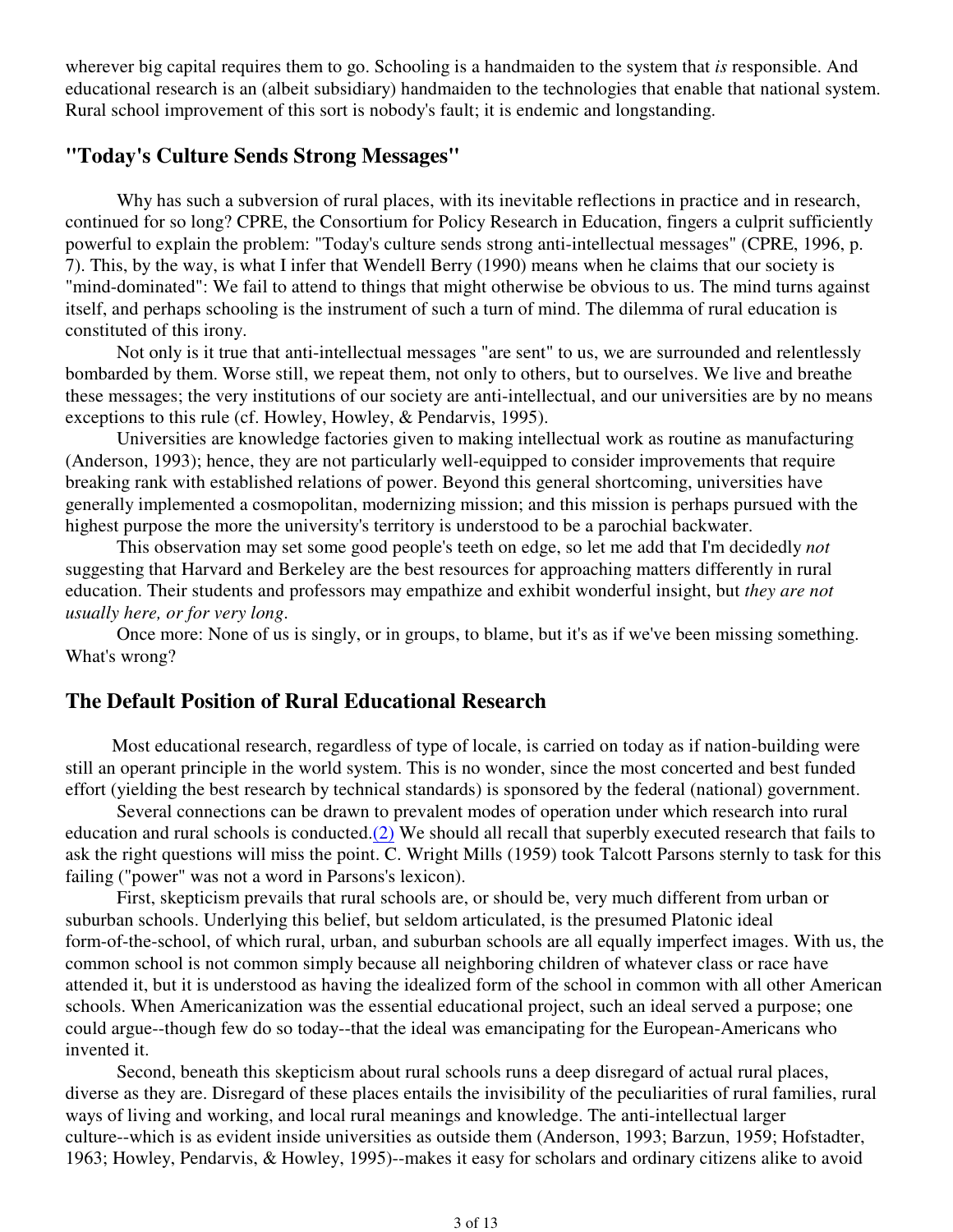wherever big capital requires them to go. Schooling is a handmaiden to the system that *is* responsible. And educational research is an (albeit subsidiary) handmaiden to the technologies that enable that national system. Rural school improvement of this sort is nobody's fault; it is endemic and longstanding.

## "Today's Culture Sends Strong Messages"

Why has such a subversion of rural places, with its inevitable reflections in practice and in research, continued for so long? CPRE, the Consortium for Policy Research in Education, fingers a culprit sufficiently powerful to explain the problem: "Today's culture sends strong anti-intellectual messages" (CPRE, 1996, p. 7). This, by the way, is what I infer that Wendell Berry (1990) means when he claims that our society is "mind-dominated": We fail to attend to things that might otherwise be obvious to us. The mind turns against itself, and perhaps schooling is the instrument of such a turn of mind. The dilemma of rural education is constituted of this irony.

Not only is it true that anti-intellectual messages "are sent" to us, we are surrounded and relentlessly bombarded by them. Worse still, we repeat them, not only to others, but to ourselves. We live and breathe these messages; the very institutions of our society are anti-intellectual, and our universities are by no means exceptions to this rule (cf. Howley, Howley, & Pendarvis, 1995).

Universities are knowledge factories given to making intellectual work as routine as manufacturing (Anderson, 1993); hence, they are not particularly well-equipped to consider improvements that require breaking rank with established relations of power. Beyond this general shortcoming, universities have generally implemented a cosmopolitan, modernizing mission; and this mission is perhaps pursued with the highest purpose the more the university's territory is understood to be a parochial backwater.

This observation may set some good people's teeth on edge, so let me add that I'm decidedly *not* suggesting that Harvard and Berkeley are the best resources for approaching matters differently in rural education. Their students and professors may empathize and exhibit wonderful insight, but *they are not usually here, or for very long*.

Once more: None of us is singly, or in groups, to blame, but it's as if we've been missing something. What's wrong?

## The Default Position of Rural Educational Research

Most educational research, regardless of type of locale, is carried on today as if nation-building were still an operant principle in the world system. This is no wonder, since the most concerted and best funded effort (yielding the best research by technical standards) is sponsored by the federal (national) government.

Several connections can be drawn to prevalent modes of operation under which research into rural education and rural schools is conducted.(2) We should all recall that superbly executed research that fails to ask the right questions will miss the point. C. Wright Mills (1959) took Talcott Parsons sternly to task for this failing ("power" was not a word in Parsons's lexicon).

First, skepticism prevails that rural schools are, or should be, very much different from urban or suburban schools. Underlying this belief, but seldom articulated, is the presumed Platonic ideal form-of-the-school, of which rural, urban, and suburban schools are all equally imperfect images. With us, the common school is not common simply because all neighboring children of whatever class or race have attended it, but it is understood as having the idealized form of the school in common with all other American schools. When Americanization was the essential educational project, such an ideal served a purpose; one could argue--though few do so today--that the ideal was emancipating for the European-Americans who invented it.

Second, beneath this skepticism about rural schools runs a deep disregard of actual rural places, diverse as they are. Disregard of these places entails the invisibility of the peculiarities of rural families, rural ways of living and working, and local rural meanings and knowledge. The anti-intellectual larger culture--which is as evident inside universities as outside them (Anderson, 1993; Barzun, 1959; Hofstadter, 1963; Howley, Pendarvis, & Howley, 1995)--makes it easy for scholars and ordinary citizens alike to avoid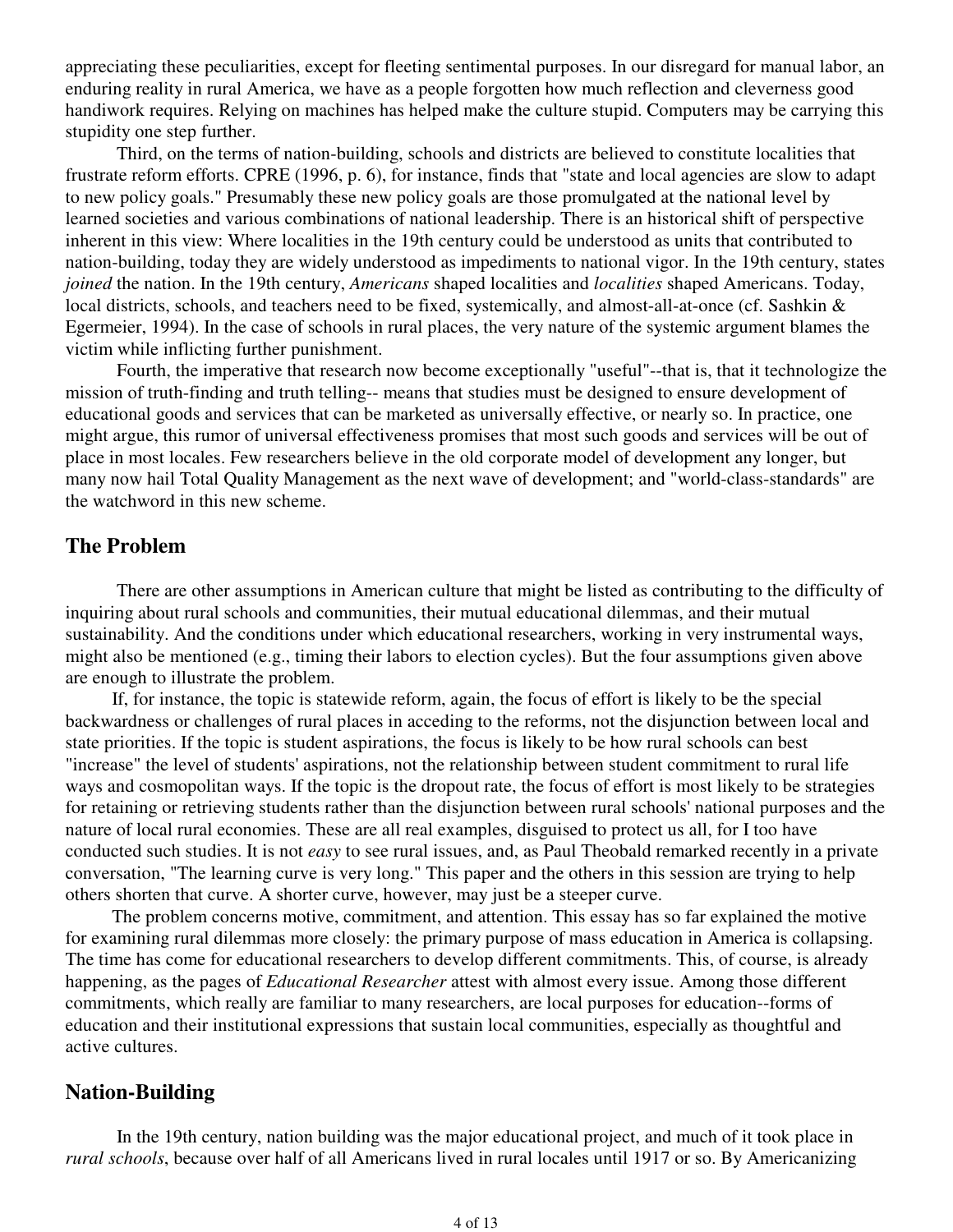appreciating these peculiarities, except for fleeting sentimental purposes. In our disregard for manual labor, an enduring reality in rural America, we have as a people forgotten how much reflection and cleverness good handiwork requires. Relying on machines has helped make the culture stupid. Computers may be carrying this stupidity one step further.

Third, on the terms of nation-building, schools and districts are believed to constitute localities that frustrate reform efforts. CPRE (1996, p. 6), for instance, finds that "state and local agencies are slow to adapt to new policy goals." Presumably these new policy goals are those promulgated at the national level by learned societies and various combinations of national leadership. There is an historical shift of perspective inherent in this view: Where localities in the 19th century could be understood as units that contributed to nation-building, today they are widely understood as impediments to national vigor. In the 19th century, states *joined* the nation. In the 19th century, *Americans* shaped localities and *localities* shaped Americans. Today, local districts, schools, and teachers need to be fixed, systemically, and almost-all-at-once (cf. Sashkin & Egermeier, 1994). In the case of schools in rural places, the very nature of the systemic argument blames the victim while inflicting further punishment.

Fourth, the imperative that research now become exceptionally "useful"--that is, that it technologize the mission of truth-finding and truth telling-- means that studies must be designed to ensure development of educational goods and services that can be marketed as universally effective, or nearly so. In practice, one might argue, this rumor of universal effectiveness promises that most such goods and services will be out of place in most locales. Few researchers believe in the old corporate model of development any longer, but many now hail Total Quality Management as the next wave of development; and "world-class-standards" are the watchword in this new scheme.

## The Problem

There are other assumptions in American culture that might be listed as contributing to the difficulty of inquiring about rural schools and communities, their mutual educational dilemmas, and their mutual sustainability. And the conditions under which educational researchers, working in very instrumental ways, might also be mentioned (e.g., timing their labors to election cycles). But the four assumptions given above are enough to illustrate the problem.

If, for instance, the topic is statewide reform, again, the focus of effort is likely to be the special backwardness or challenges of rural places in acceding to the reforms, not the disjunction between local and state priorities. If the topic is student aspirations, the focus is likely to be how rural schools can best "increase" the level of students' aspirations, not the relationship between student commitment to rural life ways and cosmopolitan ways. If the topic is the dropout rate, the focus of effort is most likely to be strategies for retaining or retrieving students rather than the disjunction between rural schools' national purposes and the nature of local rural economies. These are all real examples, disguised to protect us all, for I too have conducted such studies. It is not *easy* to see rural issues, and, as Paul Theobald remarked recently in a private conversation, "The learning curve is very long." This paper and the others in this session are trying to help others shorten that curve. A shorter curve, however, may just be a steeper curve.

The problem concerns motive, commitment, and attention. This essay has so far explained the motive for examining rural dilemmas more closely: the primary purpose of mass education in America is collapsing. The time has come for educational researchers to develop different commitments. This, of course, is already happening, as the pages of *Educational Researcher* attest with almost every issue. Among those different commitments, which really are familiar to many researchers, are local purposes for education--forms of education and their institutional expressions that sustain local communities, especially as thoughtful and active cultures.

## Nation-Building

In the 19th century, nation building was the major educational project, and much of it took place in *rural schools*, because over half of all Americans lived in rural locales until 1917 or so. By Americanizing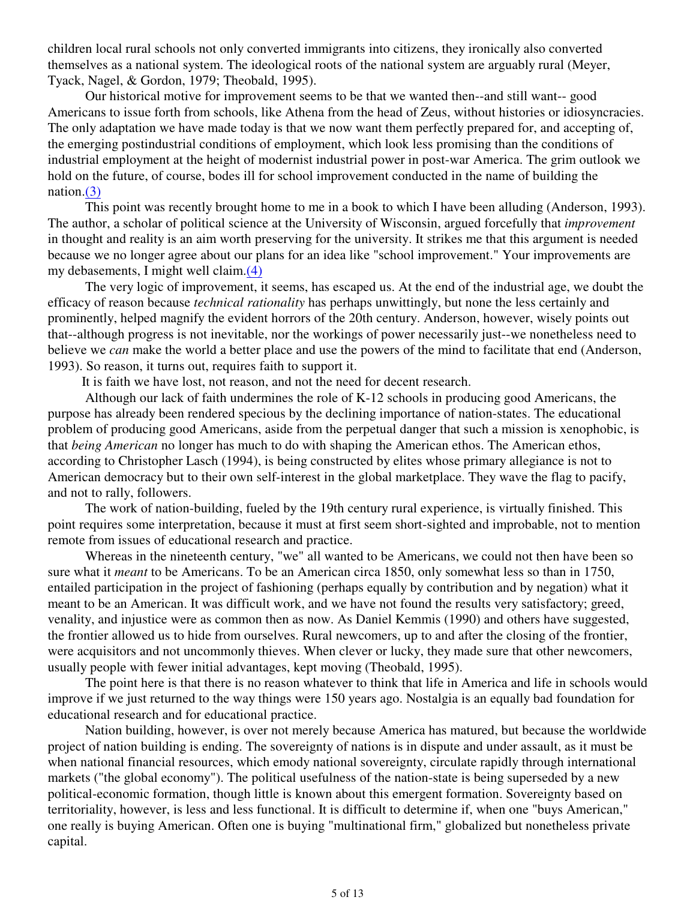children local rural schools not only converted immigrants into citizens, they ironically also converted themselves as a national system. The ideological roots of the national system are arguably rural (Meyer, Tyack, Nagel, & Gordon, 1979; Theobald, 1995).

Our historical motive for improvement seems to be that we wanted then--and still want-- good Americans to issue forth from schools, like Athena from the head of Zeus, without histories or idiosyncracies. The only adaptation we have made today is that we now want them perfectly prepared for, and accepting of, the emerging postindustrial conditions of employment, which look less promising than the conditions of industrial employment at the height of modernist industrial power in post-war America. The grim outlook we hold on the future, of course, bodes ill for school improvement conducted in the name of building the nation.(3)

This point was recently brought home to me in a book to which I have been alluding (Anderson, 1993). The author, a scholar of political science at the University of Wisconsin, argued forcefully that *improvement* in thought and reality is an aim worth preserving for the university. It strikes me that this argument is needed because we no longer agree about our plans for an idea like "school improvement." Your improvements are my debasements, I might well claim.(4)

The very logic of improvement, it seems, has escaped us. At the end of the industrial age, we doubt the efficacy of reason because *technical rationality* has perhaps unwittingly, but none the less certainly and prominently, helped magnify the evident horrors of the 20th century. Anderson, however, wisely points out that--although progress is not inevitable, nor the workings of power necessarily just--we nonetheless need to believe we *can* make the world a better place and use the powers of the mind to facilitate that end (Anderson, 1993). So reason, it turns out, requires faith to support it.

It is faith we have lost, not reason, and not the need for decent research.

Although our lack of faith undermines the role of K-12 schools in producing good Americans, the purpose has already been rendered specious by the declining importance of nation-states. The educational problem of producing good Americans, aside from the perpetual danger that such a mission is xenophobic, is that *being American* no longer has much to do with shaping the American ethos. The American ethos, according to Christopher Lasch (1994), is being constructed by elites whose primary allegiance is not to American democracy but to their own self-interest in the global marketplace. They wave the flag to pacify, and not to rally, followers.

The work of nation-building, fueled by the 19th century rural experience, is virtually finished. This point requires some interpretation, because it must at first seem short-sighted and improbable, not to mention remote from issues of educational research and practice.

Whereas in the nineteenth century, "we" all wanted to be Americans, we could not then have been so sure what it *meant* to be Americans. To be an American circa 1850, only somewhat less so than in 1750, entailed participation in the project of fashioning (perhaps equally by contribution and by negation) what it meant to be an American. It was difficult work, and we have not found the results very satisfactory; greed, venality, and injustice were as common then as now. As Daniel Kemmis (1990) and others have suggested, the frontier allowed us to hide from ourselves. Rural newcomers, up to and after the closing of the frontier, were acquisitors and not uncommonly thieves. When clever or lucky, they made sure that other newcomers, usually people with fewer initial advantages, kept moving (Theobald, 1995).

The point here is that there is no reason whatever to think that life in America and life in schools would improve if we just returned to the way things were 150 years ago. Nostalgia is an equally bad foundation for educational research and for educational practice.

Nation building, however, is over not merely because America has matured, but because the worldwide project of nation building is ending. The sovereignty of nations is in dispute and under assault, as it must be when national financial resources, which emody national sovereignty, circulate rapidly through international markets ("the global economy"). The political usefulness of the nation-state is being superseded by a new political-economic formation, though little is known about this emergent formation. Sovereignty based on territoriality, however, is less and less functional. It is difficult to determine if, when one "buys American," one really is buying American. Often one is buying "multinational firm," globalized but nonetheless private capital.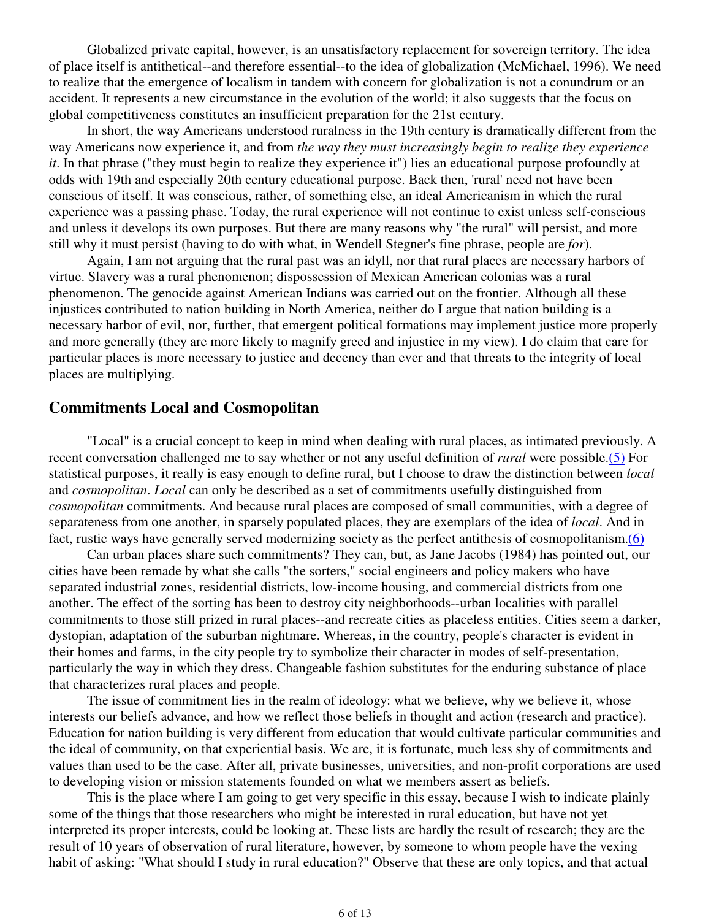Globalized private capital, however, is an unsatisfactory replacement for sovereign territory. The idea of place itself is antithetical--and therefore essential--to the idea of globalization (McMichael, 1996). We need to realize that the emergence of localism in tandem with concern for globalization is not a conundrum or an accident. It represents a new circumstance in the evolution of the world; it also suggests that the focus on global competitiveness constitutes an insufficient preparation for the 21st century.

In short, the way Americans understood ruralness in the 19th century is dramatically different from the way Americans now experience it, and from *the way they must increasingly begin to realize they experience it*. In that phrase ("they must begin to realize they experience it") lies an educational purpose profoundly at odds with 19th and especially 20th century educational purpose. Back then, 'rural' need not have been conscious of itself. It was conscious, rather, of something else, an ideal Americanism in which the rural experience was a passing phase. Today, the rural experience will not continue to exist unless self-conscious and unless it develops its own purposes. But there are many reasons why "the rural" will persist, and more still why it must persist (having to do with what, in Wendell Stegner's fine phrase, people are *for*).

Again, I am not arguing that the rural past was an idyll, nor that rural places are necessary harbors of virtue. Slavery was a rural phenomenon; dispossession of Mexican American colonias was a rural phenomenon. The genocide against American Indians was carried out on the frontier. Although all these injustices contributed to nation building in North America, neither do I argue that nation building is a necessary harbor of evil, nor, further, that emergent political formations may implement justice more properly and more generally (they are more likely to magnify greed and injustice in my view). I do claim that care for particular places is more necessary to justice and decency than ever and that threats to the integrity of local places are multiplying.

## Commitments Local and Cosmopolitan

"Local" is a crucial concept to keep in mind when dealing with rural places, as intimated previously. A recent conversation challenged me to say whether or not any useful definition of *rural* were possible.(5) For statistical purposes, it really is easy enough to define rural, but I choose to draw the distinction between *local* and *cosmopolitan*. *Local* can only be described as a set of commitments usefully distinguished from *cosmopolitan* commitments. And because rural places are composed of small communities, with a degree of separateness from one another, in sparsely populated places, they are exemplars of the idea of *local*. And in fact, rustic ways have generally served modernizing society as the perfect antithesis of cosmopolitanism.(6)

Can urban places share such commitments? They can, but, as Jane Jacobs (1984) has pointed out, our cities have been remade by what she calls "the sorters," social engineers and policy makers who have separated industrial zones, residential districts, low-income housing, and commercial districts from one another. The effect of the sorting has been to destroy city neighborhoods--urban localities with parallel commitments to those still prized in rural places--and recreate cities as placeless entities. Cities seem a darker, dystopian, adaptation of the suburban nightmare. Whereas, in the country, people's character is evident in their homes and farms, in the city people try to symbolize their character in modes of self-presentation, particularly the way in which they dress. Changeable fashion substitutes for the enduring substance of place that characterizes rural places and people.

The issue of commitment lies in the realm of ideology: what we believe, why we believe it, whose interests our beliefs advance, and how we reflect those beliefs in thought and action (research and practice). Education for nation building is very different from education that would cultivate particular communities and the ideal of community, on that experiential basis. We are, it is fortunate, much less shy of commitments and values than used to be the case. After all, private businesses, universities, and non-profit corporations are used to developing vision or mission statements founded on what we members assert as beliefs.

This is the place where I am going to get very specific in this essay, because I wish to indicate plainly some of the things that those researchers who might be interested in rural education, but have not yet interpreted its proper interests, could be looking at. These lists are hardly the result of research; they are the result of 10 years of observation of rural literature, however, by someone to whom people have the vexing habit of asking: "What should I study in rural education?" Observe that these are only topics, and that actual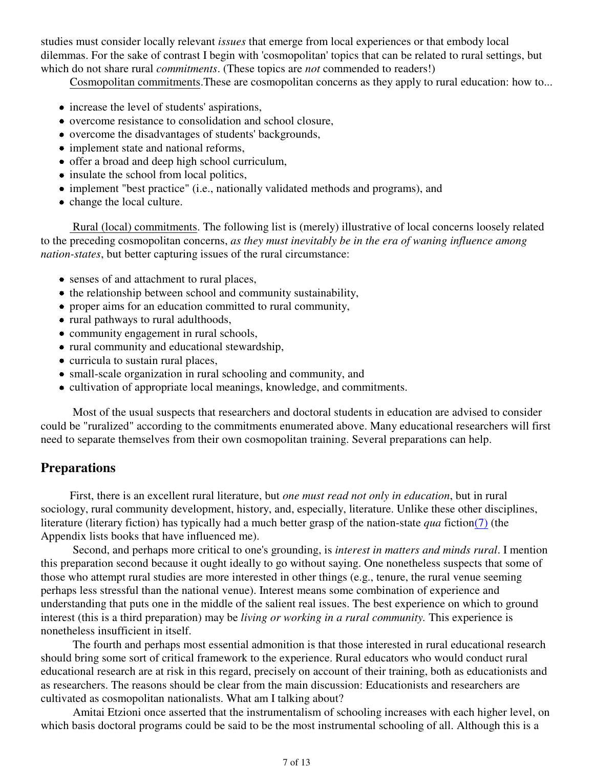studies must consider locally relevant *issues* that emerge from local experiences or that embody local dilemmas. For the sake of contrast I begin with 'cosmopolitan' topics that can be related to rural settings, but which do not share rural *commitments*. (These topics are *not* commended to readers!)

Cosmopolitan commitments. These are cosmopolitan concerns as they apply to rural education: how to...

- increase the level of students' aspirations,
- overcome resistance to consolidation and school closure,
- overcome the disadvantages of students' backgrounds,
- implement state and national reforms,
- offer a broad and deep high school curriculum,
- insulate the school from local politics,
- implement "best practice" (i.e., nationally validated methods and programs), and
- change the local culture.

Rural (local) commitments. The following list is (merely) illustrative of local concerns loosely related to the preceding cosmopolitan concerns, *as they must inevitably be in the era of waning influence among nation-states*, but better capturing issues of the rural circumstance:

- senses of and attachment to rural places,
- the relationship between school and community sustainability,
- proper aims for an education committed to rural community,
- rural pathways to rural adulthoods,
- community engagement in rural schools,
- rural community and educational stewardship,
- curricula to sustain rural places,
- small-scale organization in rural schooling and community, and
- cultivation of appropriate local meanings, knowledge, and commitments.

Most of the usual suspects that researchers and doctoral students in education are advised to consider could be "ruralized" according to the commitments enumerated above. Many educational researchers will first need to separate themselves from their own cosmopolitan training. Several preparations can help.

## Preparations

First, there is an excellent rural literature, but *one must read not only in education*, but in rural sociology, rural community development, history, and, especially, literature. Unlike these other disciplines, literature (literary fiction) has typically had a much better grasp of the nation-state *qua* fiction(7) (the Appendix lists books that have influenced me).

Second, and perhaps more critical to one's grounding, is *interest in matters and minds rural*. I mention this preparation second because it ought ideally to go without saying. One nonetheless suspects that some of those who attempt rural studies are more interested in other things (e.g., tenure, the rural venue seeming perhaps less stressful than the national venue). Interest means some combination of experience and understanding that puts one in the middle of the salient real issues. The best experience on which to ground interest (this is a third preparation) may be *living or working in a rural community.* This experience is nonetheless insufficient in itself.

The fourth and perhaps most essential admonition is that those interested in rural educational research should bring some sort of critical framework to the experience. Rural educators who would conduct rural educational research are at risk in this regard, precisely on account of their training, both as educationists and as researchers. The reasons should be clear from the main discussion: Educationists and researchers are cultivated as cosmopolitan nationalists. What am I talking about?

Amitai Etzioni once asserted that the instrumentalism of schooling increases with each higher level, on which basis doctoral programs could be said to be the most instrumental schooling of all. Although this is a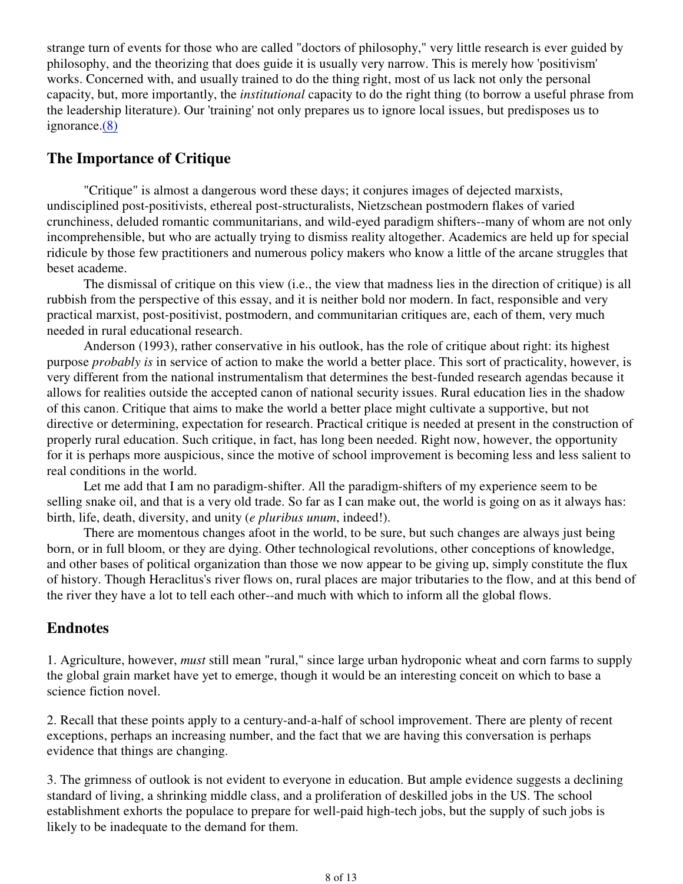strange turn of events for those who are called "doctors of philosophy," very little research is ever guided by philosophy, and the theorizing that does guide it is usually very narrow. This is merely how 'positivism' works. Concerned with, and usually trained to do the thing right, most of us lack not only the personal capacity, but, more importantly, the *institutional* capacity to do the right thing (to borrow a useful phrase from the leadership literature). Our 'training' not only prepares us to ignore local issues, but predisposes us to ignorance.(8)

## The Importance of Critique

"Critique" is almost a dangerous word these days; it conjures images of dejected marxists, undisciplined post-positivists, ethereal post-structuralists, Nietzschean postmodern flakes of varied crunchiness, deluded romantic communitarians, and wild-eyed paradigm shifters--many of whom are not only incomprehensible, but who are actually trying to dismiss reality altogether. Academics are held up for special ridicule by those few practitioners and numerous policy makers who know a little of the arcane struggles that beset academe.

The dismissal of critique on this view (i.e., the view that madness lies in the direction of critique) is all rubbish from the perspective of this essay, and it is neither bold nor modern. In fact, responsible and very practical marxist, post-positivist, postmodern, and communitarian critiques are, each of them, very much needed in rural educational research.

Anderson (1993), rather conservative in his outlook, has the role of critique about right: its highest purpose *probably is* in service of action to make the world a better place. This sort of practicality, however, is very different from the national instrumentalism that determines the best-funded research agendas because it allows for realities outside the accepted canon of national security issues. Rural education lies in the shadow of this canon. Critique that aims to make the world a better place might cultivate a supportive, but not directive or determining, expectation for research. Practical critique is needed at present in the construction of properly rural education. Such critique, in fact, has long been needed. Right now, however, the opportunity for it is perhaps more auspicious, since the motive of school improvement is becoming less and less salient to real conditions in the world.

Let me add that I am no paradigm-shifter. All the paradigm-shifters of my experience seem to be selling snake oil, and that is a very old trade. So far as I can make out, the world is going on as it always has: birth, life, death, diversity, and unity (*e pluribus unum*, indeed!).

There are momentous changes afoot in the world, to be sure, but such changes are always just being born, or in full bloom, or they are dying. Other technological revolutions, other conceptions of knowledge, and other bases of political organization than those we now appear to be giving up, simply constitute the flux of history. Though Heraclitus's river flows on, rural places are major tributaries to the flow, and at this bend of the river they have a lot to tell each other--and much with which to inform all the global flows.

## Endnotes

1. Agriculture, however, *must* still mean "rural," since large urban hydroponic wheat and corn farms to supply the global grain market have yet to emerge, though it would be an interesting conceit on which to base a science fiction novel.

2. Recall that these points apply to a century-and-a-half of school improvement. There are plenty of recent exceptions, perhaps an increasing number, and the fact that we are having this conversation is perhaps evidence that things are changing.

3. The grimness of outlook is not evident to everyone in education. But ample evidence suggests a declining standard of living, a shrinking middle class, and a proliferation of deskilled jobs in the US. The school establishment exhorts the populace to prepare for well-paid high-tech jobs, but the supply of such jobs is likely to be inadequate to the demand for them.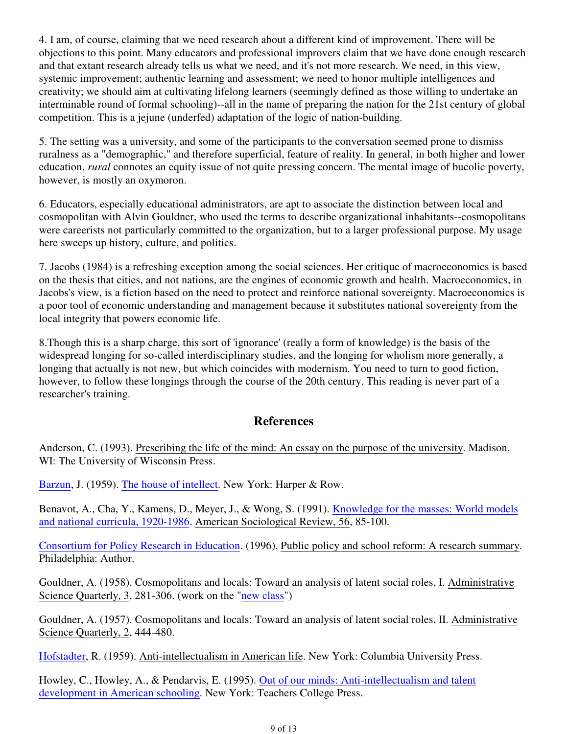4. I am, of course, claiming that we need research about a different kind of improvement. There will be objections to this point. Many educators and professional improvers claim that we have done enough research and that extant research already tells us what we need, and it's not more research. We need, in this view, systemic improvement; authentic learning and assessment; we need to honor multiple intelligences and creativity; we should aim at cultivating lifelong learners (seemingly defined as those willing to undertake an interminable round of formal schooling)--all in the name of preparing the nation for the 21st century of global competition. This is a jejune (underfed) adaptation of the logic of nation-building.

5. The setting was a university, and some of the participants to the conversation seemed prone to dismiss ruralness as a "demographic," and therefore superficial, feature of reality. In general, in both higher and lower education, *rural* connotes an equity issue of not quite pressing concern. The mental image of bucolic poverty, however, is mostly an oxymoron.

6. Educators, especially educational administrators, are apt to associate the distinction between local and cosmopolitan with Alvin Gouldner, who used the terms to describe organizational inhabitants--cosmopolitans were careerists not particularly committed to the organization, but to a larger professional purpose. My usage here sweeps up history, culture, and politics.

7. Jacobs (1984) is a refreshing exception among the social sciences. Her critique of macroeconomics is based on the thesis that cities, and not nations, are the engines of economic growth and health. Macroeconomics, in Jacobs's view, is a fiction based on the need to protect and reinforce national sovereignty. Macroeconomics is a poor tool of economic understanding and management because it substitutes national sovereignty from the local integrity that powers economic life.

8.Though this is a sharp charge, this sort of 'ignorance' (really a form of knowledge) is the basis of the widespread longing for so-called interdisciplinary studies, and the longing for wholism more generally, a longing that actually is not new, but which coincides with modernism. You need to turn to good fiction, however, to follow these longings through the course of the 20th century. This reading is never part of a researcher's training.

## References

Anderson, C. (1993). Prescribing the life of the mind: An essay on the purpose of the university. Madison, WI: The University of Wisconsin Press.

Barzun, J. (1959). The house of intellect. New York: Harper & Row.

Benavot, A., Cha, Y., Kamens, D., Meyer, J., & Wong, S. (1991). Knowledge for the masses: World models and national curricula, 1920-1986. American Sociological Review, 56, 85-100.

Consortium for Policy Research in Education. (1996). Public policy and school reform: A research summary. Philadelphia: Author.

Gouldner, A. (1958). Cosmopolitans and locals: Toward an analysis of latent social roles, I. Administrative Science Quarterly, 3, 281-306. (work on the "new class")

Gouldner, A. (1957). Cosmopolitans and locals: Toward an analysis of latent social roles, II. Administrative Science Quarterly, 2, 444-480.

Hofstadter, R. (1959). Anti-intellectualism in American life. New York: Columbia University Press.

Howley, C., Howley, A., & Pendarvis, E. (1995). Out of our minds: Anti-intellectualism and talent development in American schooling. New York: Teachers College Press.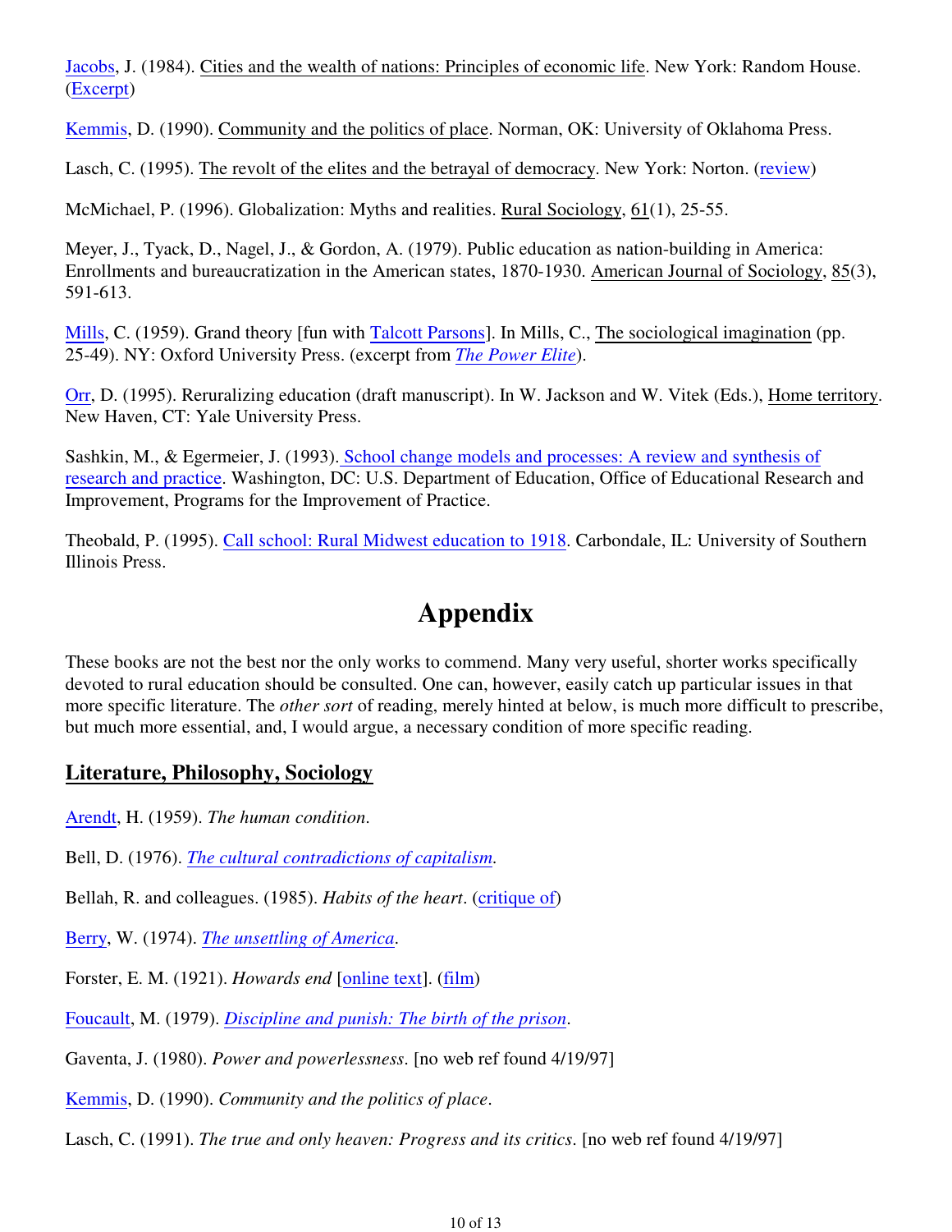Jacobs, J. (1984). Cities and the wealth of nations: Principles of economic life. New York: Random House. (Excerpt)

Kemmis, D. (1990). Community and the politics of place. Norman, OK: University of Oklahoma Press.

Lasch, C. (1995). The revolt of the elites and the betrayal of democracy. New York: Norton. (review)

McMichael, P. (1996). Globalization: Myths and realities. Rural Sociology, 61(1), 25-55.

Meyer, J., Tyack, D., Nagel, J., & Gordon, A. (1979). Public education as nation-building in America: Enrollments and bureaucratization in the American states, 1870-1930. American Journal of Sociology, 85(3), 591-613.

Mills, C. (1959). Grand theory [fun with Talcott Parsons]. In Mills, C., The sociological imagination (pp. 25-49). NY: Oxford University Press. (excerpt from *The Power Elite*).

Orr, D. (1995). Reruralizing education (draft manuscript). In W. Jackson and W. Vitek (Eds.), Home territory. New Haven, CT: Yale University Press.

Sashkin, M., & Egermeier, J. (1993). School change models and processes: A review and synthesis of research and practice. Washington, DC: U.S. Department of Education, Office of Educational Research and Improvement, Programs for the Improvement of Practice.

Theobald, P. (1995). Call school: Rural Midwest education to 1918. Carbondale, IL: University of Southern Illinois Press.

# Appendix

These books are not the best nor the only works to commend. Many very useful, shorter works specifically devoted to rural education should be consulted. One can, however, easily catch up particular issues in that more specific literature. The *other sort* of reading, merely hinted at below, is much more difficult to prescribe, but much more essential, and, I would argue, a necessary condition of more specific reading.

## Literature, Philosophy, Sociology

Arendt, H. (1959). *The human condition*.

Bell, D. (1976). *The cultural contradictions of capitalism*.

Bellah, R. and colleagues. (1985). *Habits of the heart*. (critique of)

Berry, W. (1974). *The unsettling of America*.

Forster, E. M. (1921). *Howards end* [online text]. (film)

Foucault, M. (1979). *Discipline and punish: The birth of the prison*.

Gaventa, J. (1980). *Power and powerlessness*. [no web ref found 4/19/97]

Kemmis, D. (1990). *Community and the politics of place*.

Lasch, C. (1991). *The true and only heaven: Progress and its critics*. [no web ref found 4/19/97]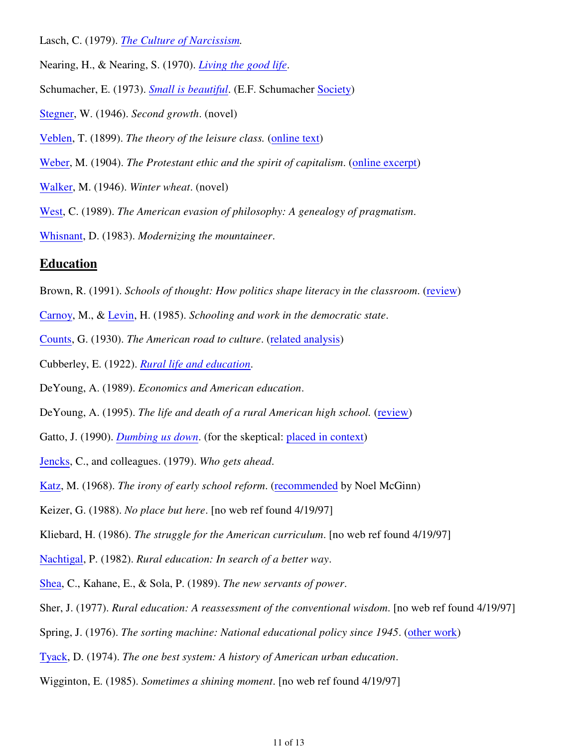Lasch, C. (1979). *The Culture of Narcissism.*

Nearing, H., & Nearing, S. (1970). *Living the good life*.

Schumacher, E. (1973). *Small is beautiful*. (E.F. Schumacher Society)

Stegner, W. (1946). *Second growth*. (novel)

Veblen, T. (1899). *The theory of the leisure class.* (online text)

Weber, M. (1904). *The Protestant ethic and the spirit of capitalism*. (online excerpt)

Walker, M. (1946). *Winter wheat*. (novel)

West, C. (1989). *The American evasion of philosophy: A genealogy of pragmatism*.

Whisnant, D. (1983). *Modernizing the mountaineer*.

## Education

Brown, R. (1991). *Schools of thought: How politics shape literacy in the classroom.* (review)

Carnoy, M., & Levin, H. (1985). *Schooling and work in the democratic state*.

Counts, G. (1930). *The American road to culture*. (related analysis)

Cubberley, E. (1922). *Rural life and education*.

DeYoung, A. (1989). *Economics and American education*.

DeYoung, A. (1995). *The life and death of a rural American high school.* (review)

Gatto, J. (1990). *Dumbing us down*. (for the skeptical: placed in context)

Jencks, C., and colleagues. (1979). *Who gets ahead*.

Katz, M. (1968). *The irony of early school reform*. (recommended by Noel McGinn)

Keizer, G. (1988). *No place but here*. [no web ref found 4/19/97]

Kliebard, H. (1986). *The struggle for the American curriculum*. [no web ref found 4/19/97]

Nachtigal, P. (1982). *Rural education: In search of a better way*.

Shea, C., Kahane, E., & Sola, P. (1989). *The new servants of power*.

Sher, J. (1977). *Rural education: A reassessment of the conventional wisdom.* [no web ref found 4/19/97]

Spring, J. (1976). *The sorting machine: National educational policy since 1945*. (other work)

Tyack, D. (1974). *The one best system: A history of American urban education*.

Wigginton, E. (1985). *Sometimes a shining moment*. [no web ref found 4/19/97]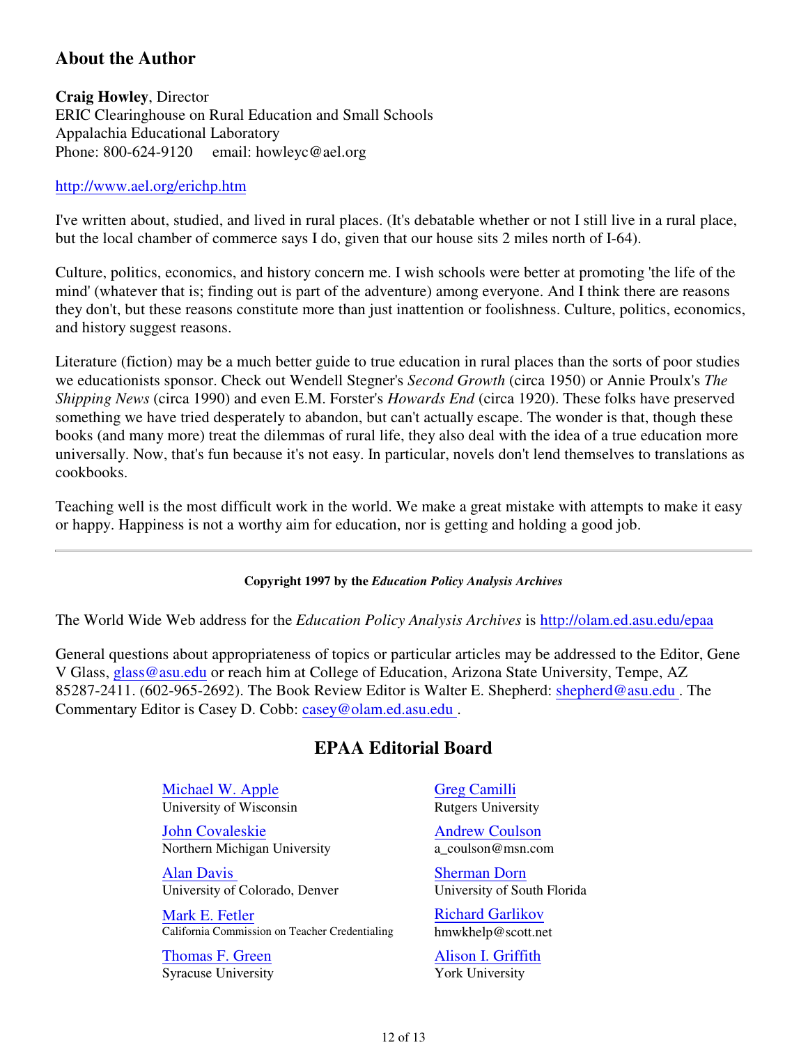## About the Author

**Craig Howley**, Director
ERIC Clearinghouse on Rural Education and Small Schools
Appalachia Educational Laboratory
Phone: 800-624-9120 email: howleyc@ael.org

http://www.ael.org/erichp.htm

I've written about, studied, and lived in rural places. (It's debatable whether or not I still live in a rural place, but the local chamber of commerce says I do, given that our house sits 2 miles north of I-64).

Culture, politics, economics, and history concern me. I wish schools were better at promoting 'the life of the mind' (whatever that is; finding out is part of the adventure) among everyone. And I think there are reasons they don't, but these reasons constitute more than just inattention or foolishness. Culture, politics, economics, and history suggest reasons.

Literature (fiction) may be a much better guide to true education in rural places than the sorts of poor studies we educationists sponsor. Check out Wendell Stegner's *Second Growth* (circa 1950) or Annie Proulx's *The Shipping News* (circa 1990) and even E.M. Forster's *Howards End* (circa 1920). These folks have preserved something we have tried desperately to abandon, but can't actually escape. The wonder is that, though these books (and many more) treat the dilemmas of rural life, they also deal with the idea of a true education more universally. Now, that's fun because it's not easy. In particular, novels don't lend themselves to translations as cookbooks.

Teaching well is the most difficult work in the world. We make a great mistake with attempts to make it easy or happy. Happiness is not a worthy aim for education, nor is getting and holding a good job.

---

**Copyright 1997 by the *Education Policy Analysis Archives***

The World Wide Web address for the *Education Policy Analysis Archives* is http://olam.ed.asu.edu/epaa

General questions about appropriateness of topics or particular articles may be addressed to the Editor, Gene V Glass, glass@asu.edu or reach him at College of Education, Arizona State University, Tempe, AZ 85287-2411. (602-965-2692). The Book Review Editor is Walter E. Shepherd: shepherd@asu.edu . The Commentary Editor is Casey D. Cobb: casey@olam.ed.asu.edu .

## EPAA Editorial Board

Michael W. Apple
University of Wisconsin

Greg Camilli
Rutgers University

John Covaleskie
Northern Michigan University

Andrew Coulson
a_coulson@msn.com

Alan Davis
University of Colorado, Denver

Sherman Dorn
University of South Florida

Mark E. Fetler
California Commission on Teacher Credentialing

Richard Garlikov
hmwkhelp@scott.net

Thomas F. Green
Syracuse University

Alison I. Griffith
York University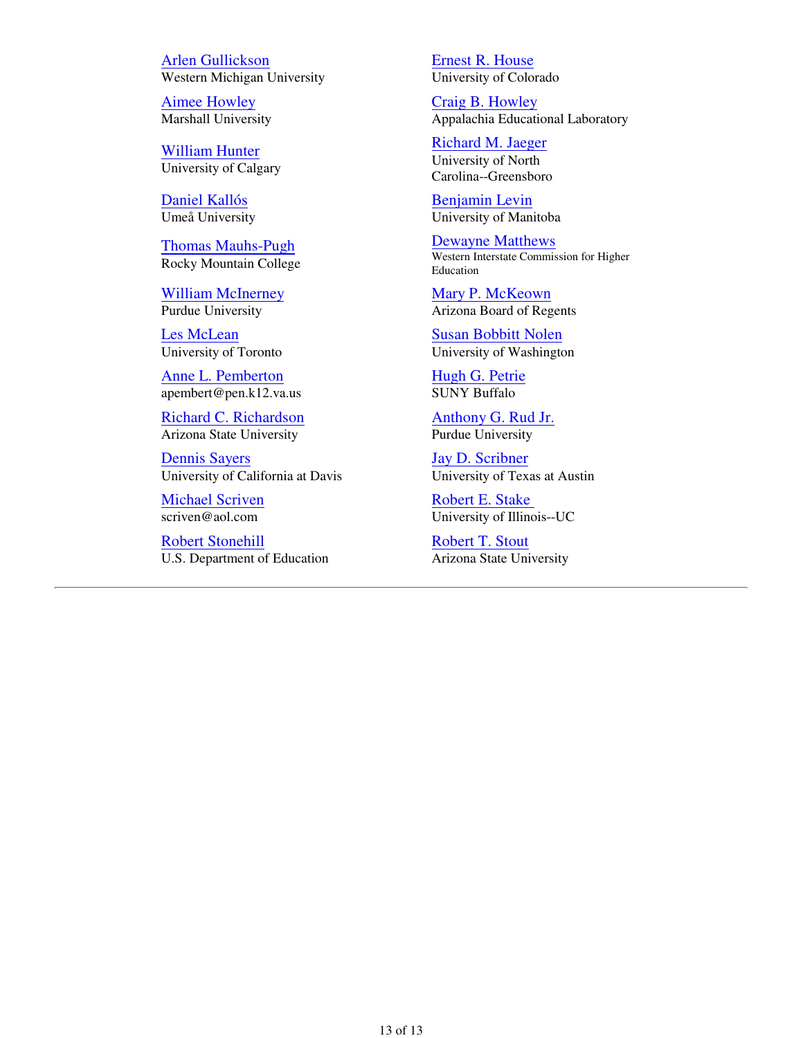Arlen Gullickson
Western Michigan University

Ernest R. House
University of Colorado

Aimee Howley
Marshall University

Craig B. Howley
Appalachia Educational Laboratory

William Hunter
University of Calgary

Richard M. Jaeger
University of North Carolina--Greensboro

Daniel Kallós
Umeå University

Benjamin Levin
University of Manitoba

Thomas Mauhs-Pugh
Rocky Mountain College

Dewayne Matthews
Western Interstate Commission for Higher Education

William McInerney
Purdue University

Mary P. McKeown
Arizona Board of Regents

Les McLean
University of Toronto

Susan Bobbitt Nolen
University of Washington

Anne L. Pemberton
apembert@pen.k12.va.us

Hugh G. Petrie
SUNY Buffalo

Richard C. Richardson
Arizona State University

Anthony G. Rud Jr.
Purdue University

Dennis Sayers
University of California at Davis

Jay D. Scribner
University of Texas at Austin

Michael Scriven
scriven@aol.com

Robert E. Stake
University of Illinois--UC

Robert Stonehill
U.S. Department of Education

Robert T. Stout
Arizona State University

---